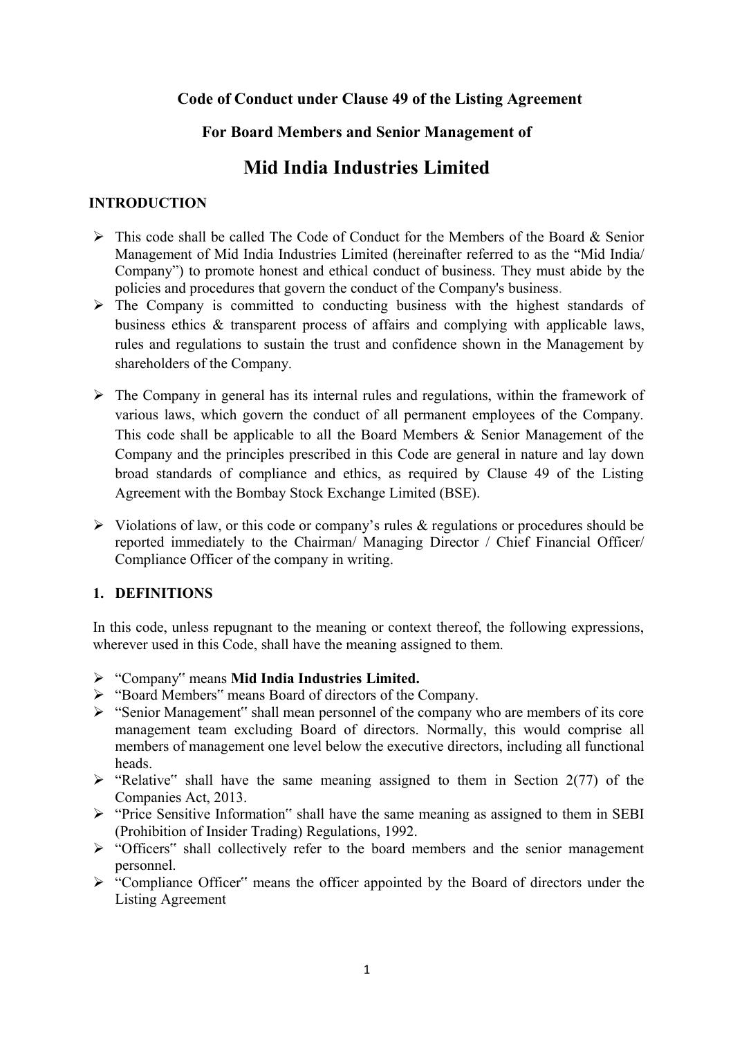**Code of Conduct under Clause 49 of the Listing Agreement**

**For Board Members and Senior Management of**

# Mid India Industries Limited

## INTRODUCTION

- This code shall be called The Code of Conduct for the Members of the Board & Senior Management of Mid India Industries Limited (hereinafter referred to as the "Mid India/ Company") to promote honest and ethical conduct of business. They must abide by the policies and procedures that govern the conduct of the Company's business.
- The Company is committed to conducting business with the highest standards of business ethics & transparent process of affairs and complying with applicable laws, rules and regulations to sustain the trust and confidence shown in the Management by shareholders of the Company.
- The Company in general has its internal rules and regulations, within the framework of various laws, which govern the conduct of all permanent employees of the Company. This code shall be applicable to all the Board Members & Senior Management of the Company and the principles prescribed in this Code are general in nature and lay down broad standards of compliance and ethics, as required by Clause 49 of the Listing Agreement with the Bombay Stock Exchange Limited (BSE).
- Violations of law, or this code or company's rules & regulations or procedures should be reported immediately to the Chairman/ Managing Director / Chief Financial Officer/ Compliance Officer of the company in writing.

## 1. DEFINITIONS

In this code, unless repugnant to the meaning or context thereof, the following expressions, wherever used in this Code, shall have the meaning assigned to them.

- "Company" means **Mid India Industries Limited.**
- "Board Members" means Board of directors of the Company.
- "Senior Management" shall mean personnel of the company who are members of its core management team excluding Board of directors. Normally, this would comprise all members of management one level below the executive directors, including all functional heads.
- "Relative" shall have the same meaning assigned to them in Section 2(77) of the Companies Act, 2013.
- "Price Sensitive Information" shall have the same meaning as assigned to them in SEBI (Prohibition of Insider Trading) Regulations, 1992.
- "Officers" shall collectively refer to the board members and the senior management personnel.
- "Compliance Officer" means the officer appointed by the Board of directors under the Listing Agreement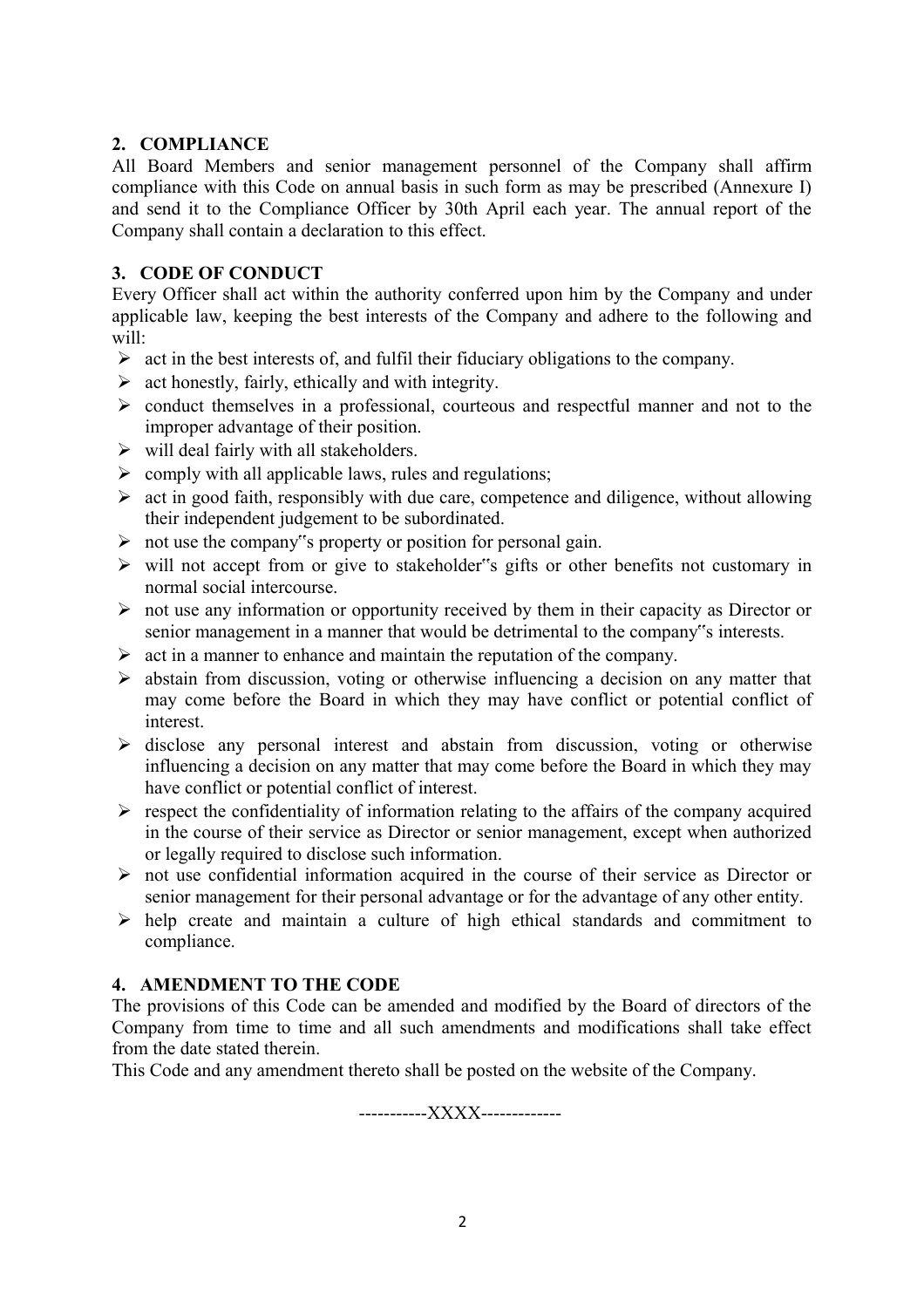## 2. COMPLIANCE

All Board Members and senior management personnel of the Company shall affirm compliance with this Code on annual basis in such form as may be prescribed (Annexure I) and send it to the Compliance Officer by 30th April each year. The annual report of the Company shall contain a declaration to this effect.

## 3. CODE OF CONDUCT

Every Officer shall act within the authority conferred upon him by the Company and under applicable law, keeping the best interests of the Company and adhere to the following and will:

- act in the best interests of, and fulfil their fiduciary obligations to the company.
- act honestly, fairly, ethically and with integrity.
- conduct themselves in a professional, courteous and respectful manner and not to the improper advantage of their position.
- will deal fairly with all stakeholders.
- comply with all applicable laws, rules and regulations;
- act in good faith, responsibly with due care, competence and diligence, without allowing their independent judgement to be subordinated.
- not use the company"s property or position for personal gain.
- will not accept from or give to stakeholder"s gifts or other benefits not customary in normal social intercourse.
- not use any information or opportunity received by them in their capacity as Director or senior management in a manner that would be detrimental to the company"s interests.
- act in a manner to enhance and maintain the reputation of the company.
- abstain from discussion, voting or otherwise influencing a decision on any matter that may come before the Board in which they may have conflict or potential conflict of interest.
- disclose any personal interest and abstain from discussion, voting or otherwise influencing a decision on any matter that may come before the Board in which they may have conflict or potential conflict of interest.
- respect the confidentiality of information relating to the affairs of the company acquired in the course of their service as Director or senior management, except when authorized or legally required to disclose such information.
- not use confidential information acquired in the course of their service as Director or senior management for their personal advantage or for the advantage of any other entity.
- help create and maintain a culture of high ethical standards and commitment to compliance.

## 4. AMENDMENT TO THE CODE

The provisions of this Code can be amended and modified by the Board of directors of the Company from time to time and all such amendments and modifications shall take effect from the date stated therein.

This Code and any amendment thereto shall be posted on the website of the Company.

-----------XXXX-------------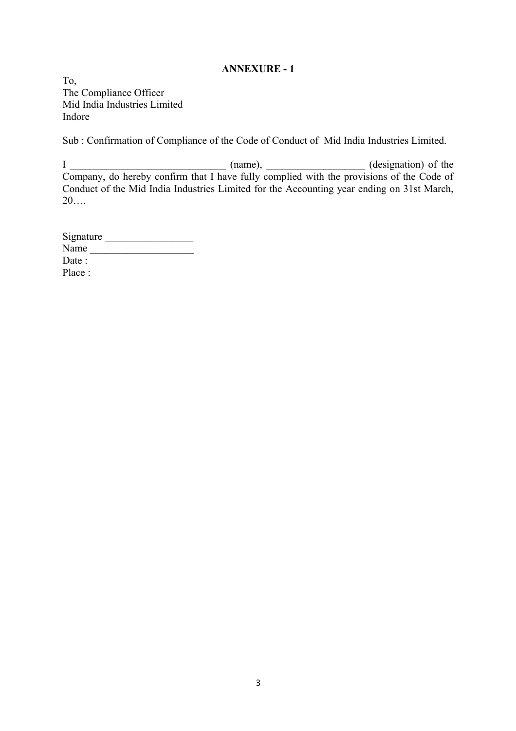**ANNEXURE - 1**

To,
The Compliance Officer
Mid India Industries Limited
Indore

Sub : Confirmation of Compliance of the Code of Conduct of Mid India Industries Limited.

I ______________________________ (name), ___________________ (designation) of the Company, do hereby confirm that I have fully complied with the provisions of the Code of Conduct of the Mid India Industries Limited for the Accounting year ending on 31st March, 20….

Signature _________________
Name ____________________
Date :
Place :